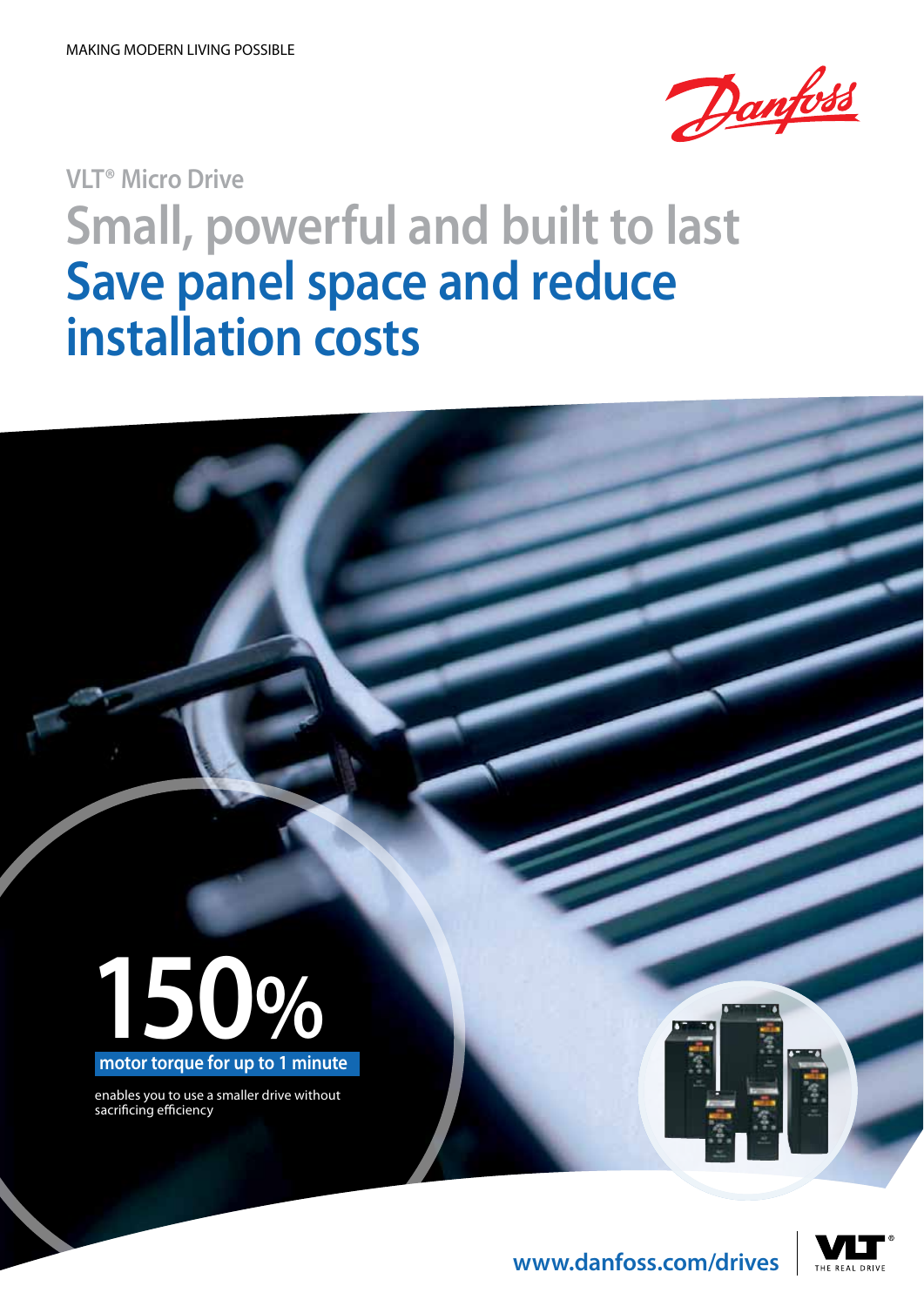MAKING MODERN LIVING POSSIBLE

Danfoss

VLT® Micro Drive

# Small, powerful and built to last
# Save panel space and reduce installation costs

**150%**

**motor torque for up to 1 minute**

enables you to use a smaller drive without sacrificing efficiency

www.danfoss.com/drives

VLT® THE REAL DRIVE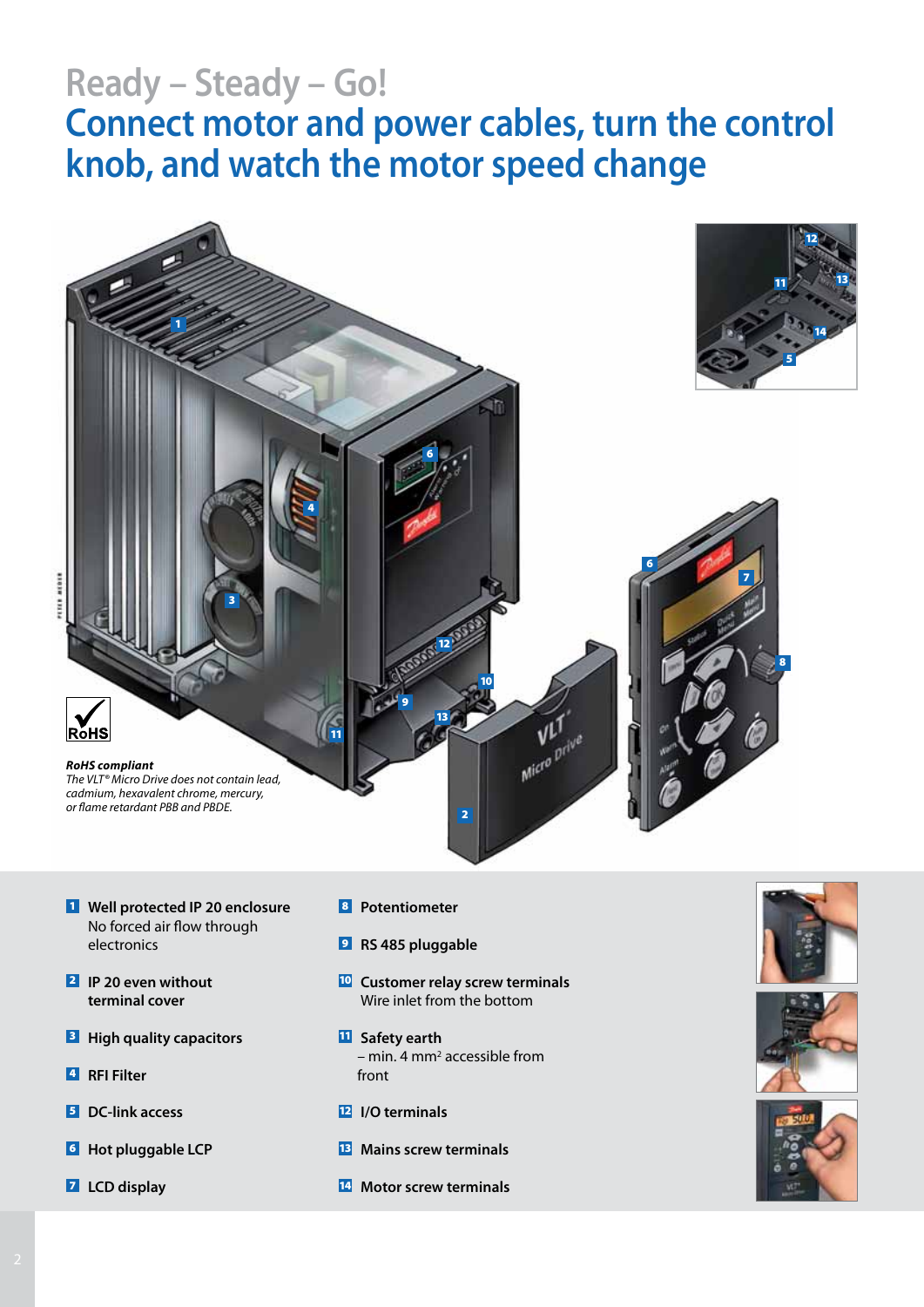Ready – Steady – Go!

# Connect motor and power cables, turn the control knob, and watch the motor speed change

**RoHS compliant**

*The VLT® Micro Drive does not contain lead, cadmium, hexavalent chrome, mercury, or flame retardant PBB and PBDE.*

1. **Well protected IP 20 enclosure**
   No forced air flow through electronics
2. **IP 20 even without terminal cover**
3. **High quality capacitors**
4. **RFI Filter**
5. **DC-link access**
6. **Hot pluggable LCP**
7. **LCD display**
8. **Potentiometer**
9. **RS 485 pluggable**
10. **Customer relay screw terminals**
    Wire inlet from the bottom
11. **Safety earth**
    – min. 4 $mm^2$ accessible from front
12. **I/O terminals**
13. **Mains screw terminals**
14. **Motor screw terminals**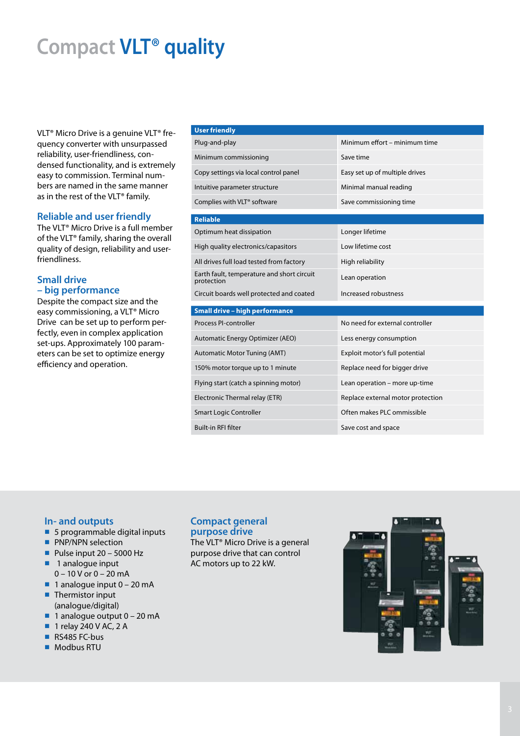# Compact VLT® quality

VLT® Micro Drive is a genuine VLT® frequency converter with unsurpassed reliability, user-friendliness, condensed functionality, and is extremely easy to commission. Terminal numbers are named in the same manner as in the rest of the VLT® family.

## Reliable and user friendly

The VLT® Micro Drive is a full member of the VLT® family, sharing the overall quality of design, reliability and user-friendliness.

## Small drive – big performance

Despite the compact size and the easy commissioning, a VLT® Micro Drive can be set up to perform perfectly, even in complex application set-ups. Approximately 100 parameters can be set to optimize energy efficiency and operation.

| **User friendly** | |
|---|---|
| Plug-and-play | Minimum effort – minimum time |
| Minimum commissioning | Save time |
| Copy settings via local control panel | Easy set up of multiple drives |
| Intuitive parameter structure | Minimal manual reading |
| Complies with VLT® software | Save commissioning time |

| **Reliable** | |
|---|---|
| Optimum heat dissipation | Longer lifetime |
| High quality electronics/capasitors | Low lifetime cost |
| All drives full load tested from factory | High reliability |
| Earth fault, temperature and short circuit protection | Lean operation |
| Circuit boards well protected and coated | Increased robustness |

| **Small drive – high performance** | |
|---|---|
| Process PI-controller | No need for external controller |
| Automatic Energy Optimizer (AEO) | Less energy consumption |
| Automatic Motor Tuning (AMT) | Exploit motor's full potential |
| 150% motor torque up to 1 minute | Replace need for bigger drive |
| Flying start (catch a spinning motor) | Lean operation – more up-time |
| Electronic Thermal relay (ETR) | Replace external motor protection |
| Smart Logic Controller | Often makes PLC ommissible |
| Built-in RFI filter | Save cost and space |

## In- and outputs

- 5 programmable digital inputs
- PNP/NPN selection
- Pulse input 20 – 5000 Hz
- 1 analogue input 0 – 10 V or 0 – 20 mA
- 1 analogue input 0 – 20 mA
- Thermistor input (analogue/digital)
- 1 analogue output 0 – 20 mA
- 1 relay 240 V AC, 2 A
- RS485 FC-bus
- Modbus RTU

## Compact general purpose drive

The VLT® Micro Drive is a general purpose drive that can control AC motors up to 22 kW.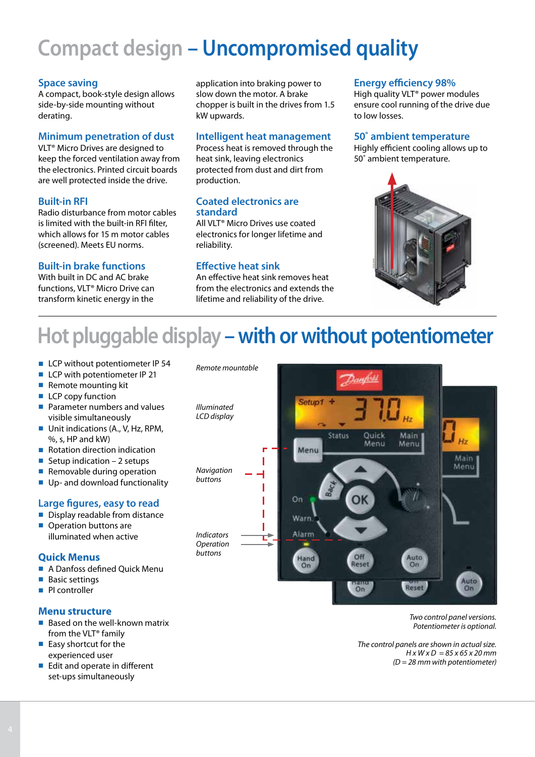# Compact design – Uncompromised quality

### Space saving
A compact, book-style design allows side-by-side mounting without derating.

### Minimum penetration of dust
VLT® Micro Drives are designed to keep the forced ventilation away from the electronics. Printed circuit boards are well protected inside the drive.

### Built-in RFI
Radio disturbance from motor cables is limited with the built-in RFI filter, which allows for 15 m motor cables (screened). Meets EU norms.

### Built-in brake functions
With built in DC and AC brake functions, VLT® Micro Drive can transform kinetic energy in the application into braking power to slow down the motor. A brake chopper is built in the drives from 1.5 kW upwards.

### Intelligent heat management
Process heat is removed through the heat sink, leaving electronics protected from dust and dirt from production.

### Coated electronics are standard
All VLT® Micro Drives use coated electronics for longer lifetime and reliability.

### Effective heat sink
An effective heat sink removes heat from the electronics and extends the lifetime and reliability of the drive.

### Energy efficiency 98%
High quality VLT® power modules ensure cool running of the drive due to low losses.

### 50˚ ambient temperature
Highly efficient cooling allows up to 50˚ ambient temperature.

# Hot pluggable display – with or without potentiometer

- LCP without potentiometer IP 54
- LCP with potentiometer IP 21
- Remote mounting kit
- LCP copy function
- Parameter numbers and values visible simultaneously
- Unit indications (A., V, Hz, RPM, %, s, HP and kW)
- Rotation direction indication
- Setup indication – 2 setups
- Removable during operation
- Up- and download functionality

### Large figures, easy to read
- Display readable from distance
- Operation buttons are illuminated when active

### Quick Menus
- A Danfoss defined Quick Menu
- Basic settings
- PI controller

### Menu structure
- Based on the well-known matrix from the VLT® family
- Easy shortcut for the experienced user
- Edit and operate in different set-ups simultaneously

*Remote mountable*

*Illuminated LCD display*

*Navigation buttons*

*Indicators*
*Operation buttons*

*Two control panel versions. Potentiometer is optional.*

*The control panels are shown in actual size. H x W x D = 85 x 65 x 20 mm (D = 28 mm with potentiometer)*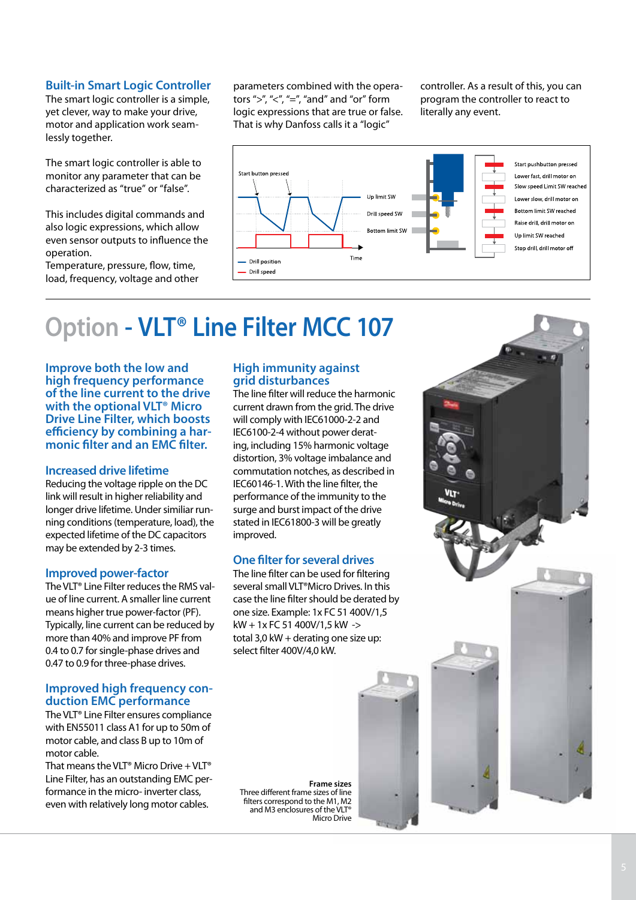## Built-in Smart Logic Controller

The smart logic controller is a simple, yet clever, way to make your drive, motor and application work seamlessly together.

The smart logic controller is able to monitor any parameter that can be characterized as "true" or "false".

This includes digital commands and also logic expressions, which allow even sensor outputs to influence the operation.
Temperature, pressure, flow, time, load, frequency, voltage and other parameters combined with the operators ">", "<", "=", "and" and "or" form logic expressions that are true or false. That is why Danfoss calls it a "logic" controller. As a result of this, you can program the controller to react to literally any event.

Start button pressed

Up limit SW

Drill speed SW

Bottom limit SW

Time

Drill position

Drill speed

Start pushbutton pressed

Lower fast, drill motor on

Slow speed Limit SW reached

Lower slow, drill motor on

Bottom limit SW reached

Raise drill, drill motor on

Up limit SW reached

Stop drill, drill motor off

# Option - VLT® Line Filter MCC 107

### Improve both the low and high frequency performance of the line current to the drive with the optional VLT® Micro Drive Line Filter, which boosts efficiency by combining a harmonic filter and an EMC filter.

### Increased drive lifetime

Reducing the voltage ripple on the DC link will result in higher reliability and longer drive lifetime. Under similiar running conditions (temperature, load), the expected lifetime of the DC capacitors may be extended by 2-3 times.

### Improved power-factor

The VLT® Line Filter reduces the RMS value of line current. A smaller line current means higher true power-factor (PF). Typically, line current can be reduced by more than 40% and improve PF from 0.4 to 0.7 for single-phase drives and 0.47 to 0.9 for three-phase drives.

### Improved high frequency conduction EMC performance

The VLT® Line Filter ensures compliance with EN55011 class A1 for up to 50m of motor cable, and class B up to 10m of motor cable.
That means the VLT® Micro Drive + VLT® Line Filter, has an outstanding EMC performance in the micro- inverter class, even with relatively long motor cables.

### High immunity against grid disturbances

The line filter will reduce the harmonic current drawn from the grid. The drive will comply with IEC61000-2-2 and IEC6100-2-4 without power derating, including 15% harmonic voltage distortion, 3% voltage imbalance and commutation notches, as described in IEC60146-1. With the line filter, the performance of the immunity to the surge and burst impact of the drive stated in IEC61800-3 will be greatly improved.

### One filter for several drives

The line filter can be used for filtering several small VLT® Micro Drives. In this case the line filter should be derated by one size. Example: 1x FC 51 400V/1,5 kW + 1x FC 51 400V/1,5 kW -> total 3,0 kW + derating one size up: select filter 400V/4,0 kW.

**Frame sizes**
Three different frame sizes of line filters correspond to the M1, M2 and M3 enclosures of the VLT® Micro Drive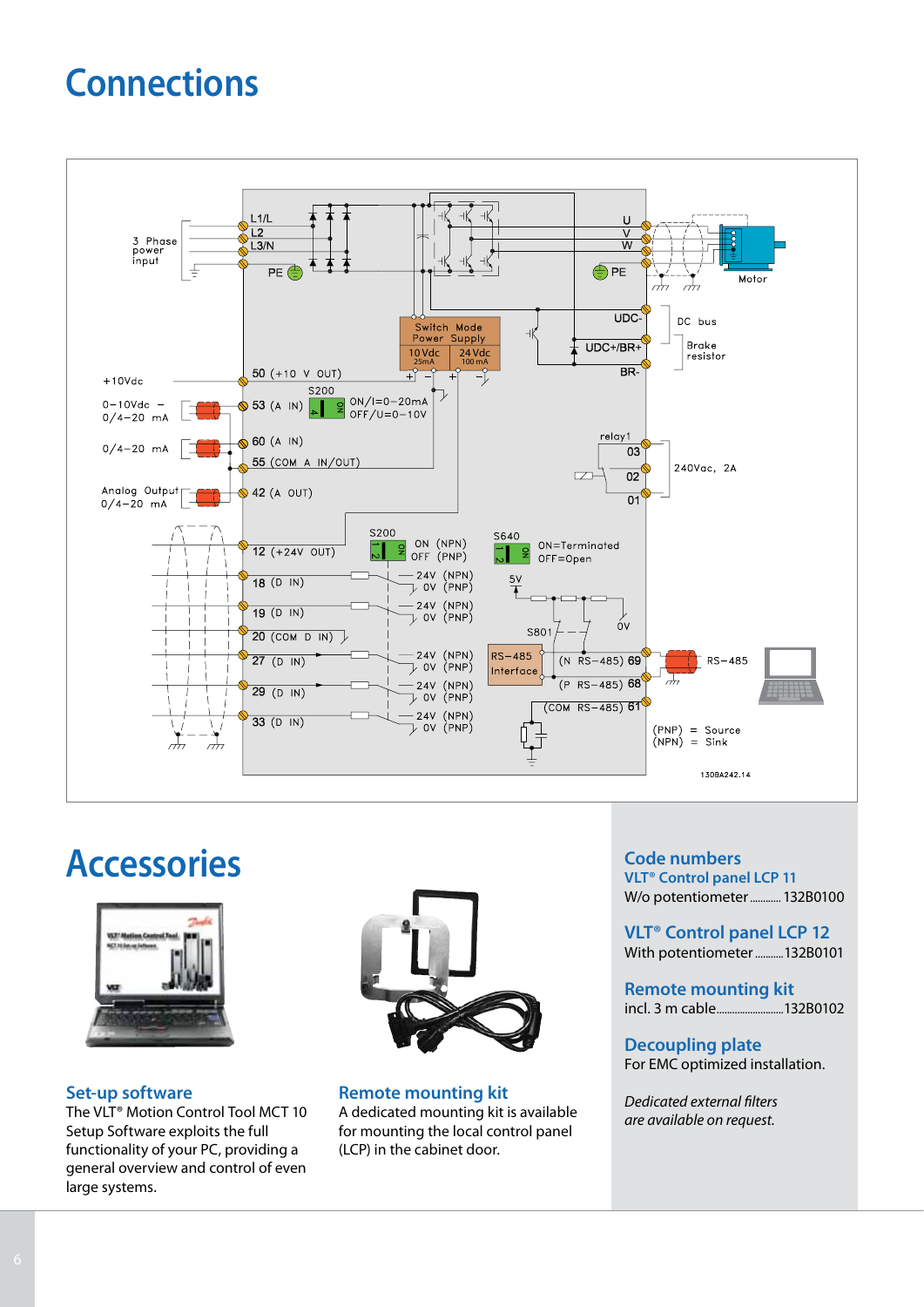# Connections

# Accessories

## Set-up software

The VLT® Motion Control Tool MCT 10 Setup Software exploits the full functionality of your PC, providing a general overview and control of even large systems.

## Remote mounting kit

A dedicated mounting kit is available for mounting the local control panel (LCP) in the cabinet door.

## Code numbers

### VLT® Control panel LCP 11

W/o potentiometer ........... 132B0100

### VLT® Control panel LCP 12

With potentiometer ........... 132B0101

### Remote mounting kit

incl. 3 m cable........................ 132B0102

### Decoupling plate

For EMC optimized installation.

*Dedicated external filters are available on request.*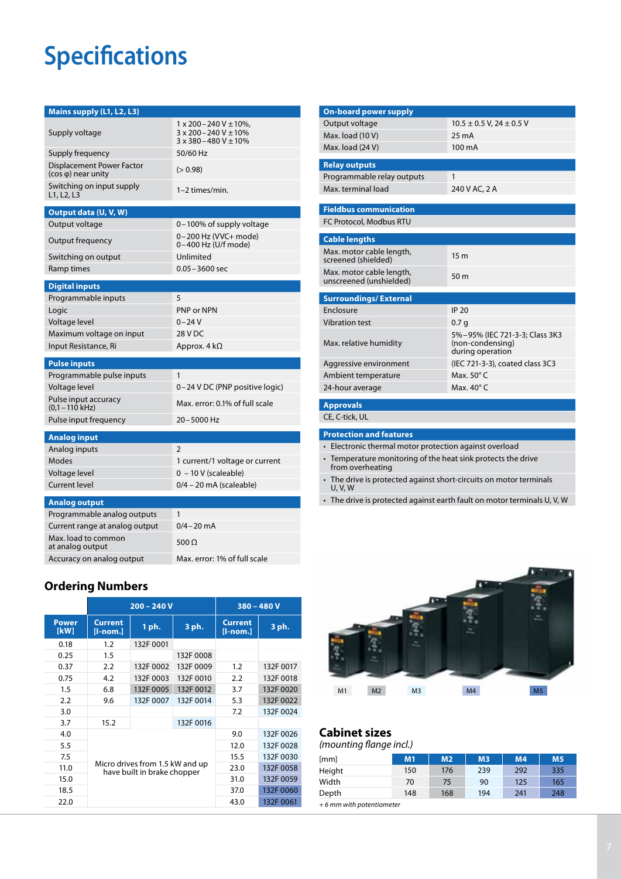# Specifications

| Mains supply (L1, L2, L3) | |
|---|---|
| Supply voltage | 1 x 200 – 240 V ± 10%, 3 x 200 – 240 V ± 10% 3 x 380 – 480 V ± 10% |
| Supply frequency | 50/60 Hz |
| Displacement Power Factor (cos φ) near unity | (> 0.98) |
| Switching on input supply L1, L2, L3 | 1–2 times/min. |

| Output data (U, V, W) | |
|---|---|
| Output voltage | 0 – 100% of supply voltage |
| Output frequency | 0 – 200 Hz (VVC+ mode) 0 – 400 Hz (U/f mode) |
| Switching on output | Unlimited |
| Ramp times | 0.05 – 3600 sec |

| Digital inputs | |
|---|---|
| Programmable inputs | 5 |
| Logic | PNP or NPN |
| Voltage level | 0 – 24 V |
| Maximum voltage on input | 28 V DC |
| Input Resistance, Ri | Approx. 4 kΩ |

| Pulse inputs | |
|---|---|
| Programmable pulse inputs | 1 |
| Voltage level | 0 – 24 V DC (PNP positive logic) |
| Pulse input accuracy (0,1 – 110 kHz) | Max. error: 0.1% of full scale |
| Pulse input frequency | 20 – 5000 Hz |

| Analog input | |
|---|---|
| Analog inputs | 2 |
| Modes | 1 current/1 voltage or current |
| Voltage level | 0 – 10 V (scaleable) |
| Current level | 0/4 – 20 mA (scaleable) |

| Analog output | |
|---|---|
| Programmable analog outputs | 1 |
| Current range at analog output | 0/4 – 20 mA |
| Max. load to common at analog output | 500 Ω |
| Accuracy on analog output | Max. error: 1% of full scale |

| On-board power supply | |
|---|---|
| Output voltage | 10.5 ± 0.5 V, 24 ± 0.5 V |
| Max. load (10 V) | 25 mA |
| Max. load (24 V) | 100 mA |

| Relay outputs | |
|---|---|
| Programmable relay outputs | 1 |
| Max. terminal load | 240 V AC, 2 A |

| Fieldbus communication |
|---|
| FC Protocol, Modbus RTU |

| Cable lengths | |
|---|---|
| Max. motor cable length, screened (shielded) | 15 m |
| Max. motor cable length, unscreened (unshielded) | 50 m |

| Surroundings/ External | |
|---|---|
| Enclosure | IP 20 |
| Vibration test | 0.7 g |
| Max. relative humidity | 5% – 95% (IEC 721-3-3; Class 3K3 (non-condensing) during operation |
| Aggressive environment | (IEC 721-3-3), coated class 3C3 |
| Ambient temperature | Max. 50° C |
| 24-hour average | Max. 40° C |

| Approvals |
|---|
| CE, C-tick, UL |

**Protection and features**

- Electronic thermal motor protection against overload
- Temperature monitoring of the heat sink protects the drive from overheating
- The drive is protected against short-circuits on motor terminals U, V, W
- The drive is protected against earth fault on motor terminals U, V, W

## Ordering Numbers

| | 200 – 240 V | | | 380 – 480 V | |
|---|---|---|---|---|---|
| **Power [kW]** | **Current [I-nom.]** | **1 ph.** | **3 ph.** | **Current [I-nom.]** | **3 ph.** |
| 0.18 | 1.2 | 132F 0001 | | | |
| 0.25 | 1.5 | | 132F 0008 | | |
| 0.37 | 2.2 | 132F 0002 | 132F 0009 | 1.2 | 132F 0017 |
| 0.75 | 4.2 | 132F 0003 | 132F 0010 | 2.2 | 132F 0018 |
| 1.5 | 6.8 | 132F 0005 | 132F 0012 | 3.7 | 132F 0020 |
| 2.2 | 9.6 | 132F 0007 | 132F 0014 | 5.3 | 132F 0022 |
| 3.0 | | | | 7.2 | 132F 0024 |
| 3.7 | 15.2 | | 132F 0016 | | |
| 4.0 | Micro drives from 1.5 kW and up have built in brake chopper | | | 9.0 | 132F 0026 |
| 5.5 | | | | 12.0 | 132F 0028 |
| 7.5 | | | | 15.5 | 132F 0030 |
| 11.0 | | | | 23.0 | 132F 0058 |
| 15.0 | | | | 31.0 | 132F 0059 |
| 18.5 | | | | 37.0 | 132F 0060 |
| 22.0 | | | | 43.0 | 132F 0061 |

M1 M2 M3 M4 M5

## Cabinet sizes

*(mounting flange incl.)*

| [mm] | M1 | M2 | M3 | M4 | M5 |
|---|---|---|---|---|---|
| Height | 150 | 176 | 239 | 292 | 335 |
| Width | 70 | 75 | 90 | 125 | 165 |
| Depth | 148 | 168 | 194 | 241 | 248 |

*+ 6 mm with potentiometer*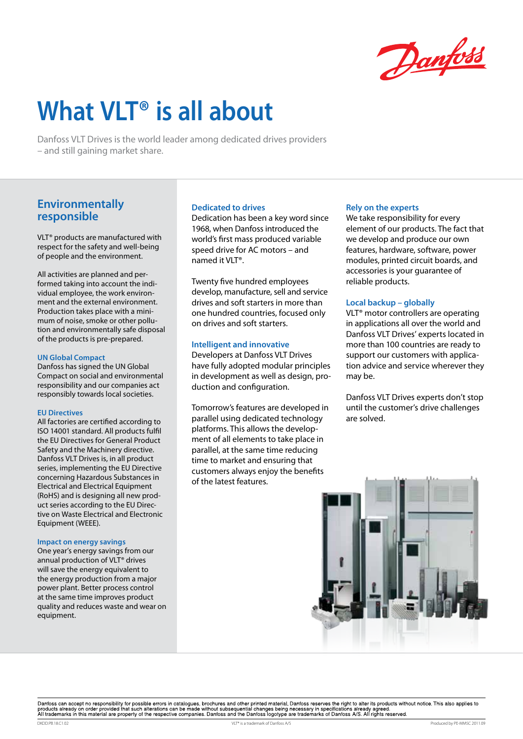# What VLT® is all about

Danfoss VLT Drives is the world leader among dedicated drives providers – and still gaining market share.

## Environmentally responsible

VLT® products are manufactured with respect for the safety and well-being of people and the environment.

All activities are planned and performed taking into account the individual employee, the work environment and the external environment. Production takes place with a minimum of noise, smoke or other pollution and environmentally safe disposal of the products is pre-prepared.

### UN Global Compact

Danfoss has signed the UN Global Compact on social and environmental responsibility and our companies act responsibly towards local societies.

### EU Directives

All factories are certified according to ISO 14001 standard. All products fulfil the EU Directives for General Product Safety and the Machinery directive. Danfoss VLT Drives is, in all product series, implementing the EU Directive concerning Hazardous Substances in Electrical and Electrical Equipment (RoHS) and is designing all new product series according to the EU Directive on Waste Electrical and Electronic Equipment (WEEE).

### Impact on energy savings

One year's energy savings from our annual production of VLT® drives will save the energy equivalent to the energy production from a major power plant. Better process control at the same time improves product quality and reduces waste and wear on equipment.

### Dedicated to drives

Dedication has been a key word since 1968, when Danfoss introduced the world's first mass produced variable speed drive for AC motors – and named it VLT®.

Twenty five hundred employees develop, manufacture, sell and service drives and soft starters in more than one hundred countries, focused only on drives and soft starters.

### Intelligent and innovative

Developers at Danfoss VLT Drives have fully adopted modular principles in development as well as design, production and configuration.

Tomorrow's features are developed in parallel using dedicated technology platforms. This allows the development of all elements to take place in parallel, at the same time reducing time to market and ensuring that customers always enjoy the benefits of the latest features.

### Rely on the experts

We take responsibility for every element of our products. The fact that we develop and produce our own features, hardware, software, power modules, printed circuit boards, and accessories is your guarantee of reliable products.

### Local backup – globally

VLT® motor controllers are operating in applications all over the world and Danfoss VLT Drives' experts located in more than 100 countries are ready to support our customers with application advice and service wherever they may be.

Danfoss VLT Drives experts don't stop until the customer's drive challenges are solved.

Danfoss can accept no responsibility for possible errors in catalogues, brochures and other printed material. Danfoss reserves the right to alter its products without notice. This also applies to products already on order provided that such alterations can be made without subsequential changes being necessary in specifications already agreed.
All trademarks in this material are property of the respective companies. Danfoss and the Danfoss logotype are trademarks of Danfoss A/S. All rights reserved.

DKDD.PB.18.C1.02 VLT® is a trademark of Danfoss A/S Produced by PE-MMSC 2011.09